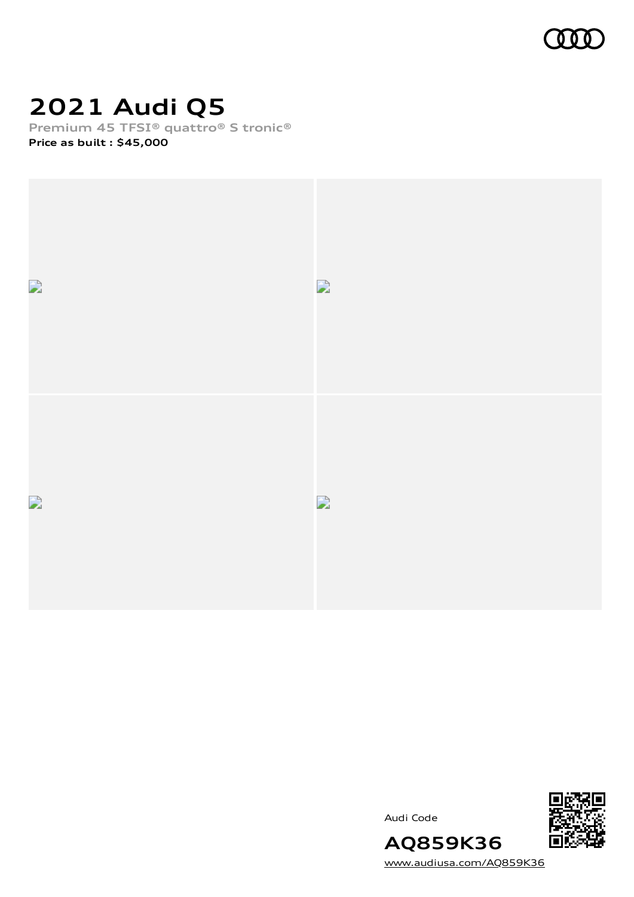# 2021 Audi Q5

Premium 45 TFSI® quattro® S tronic®

**Price as built : $45,000**

Audi Code

**AQ859K36**

www.audiusa.com/AQ859K36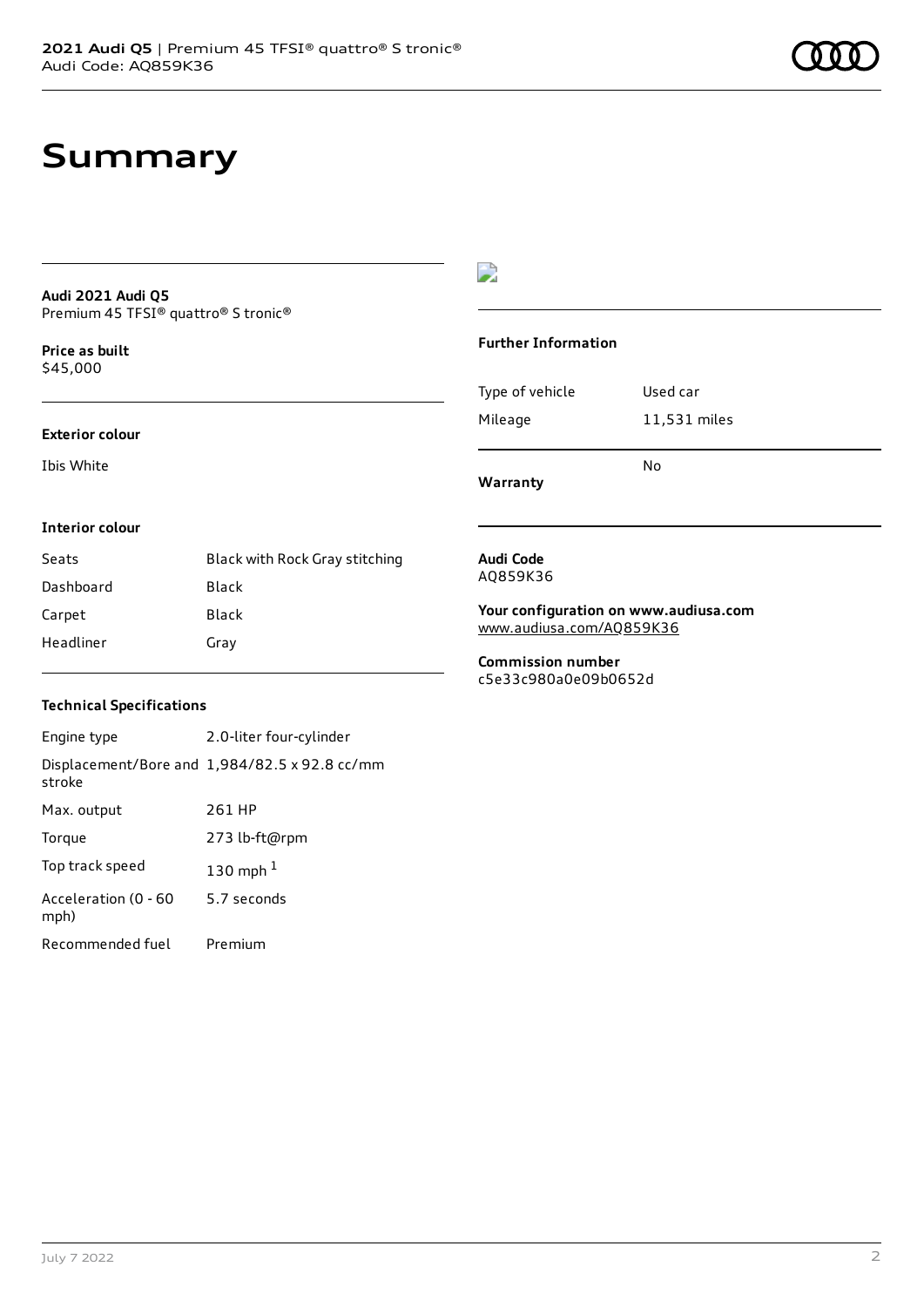# Summary

**Audi 2021 Audi Q5**
Premium 45 TFSI® quattro® S tronic®

**Price as built**
$45,000

**Exterior colour**

Ibis White

**Interior colour**

| | |
|---|---|
| Seats | Black with Rock Gray stitching |
| Dashboard | Black |
| Carpet | Black |
| Headliner | Gray |

**Technical Specifications**

| | |
|---|---|
| Engine type | 2.0-liter four-cylinder |
| Displacement/Bore and stroke | 1,984/82.5 x 92.8 cc/mm |
| Max. output | 261 HP |
| Torque | 273 lb-ft@rpm |
| Top track speed | 130 mph [1] |
| Acceleration (0 - 60 mph) | 5.7 seconds |
| Recommended fuel | Premium |

**Further Information**

| | |
|---|---|
| Type of vehicle | Used car |
| Mileage | 11,531 miles |
| **Warranty** | No |

**Audi Code**
AQ859K36

**Your configuration on www.audiusa.com**
www.audiusa.com/AQ859K36

**Commission number**
c5e33c980a0e09b0652d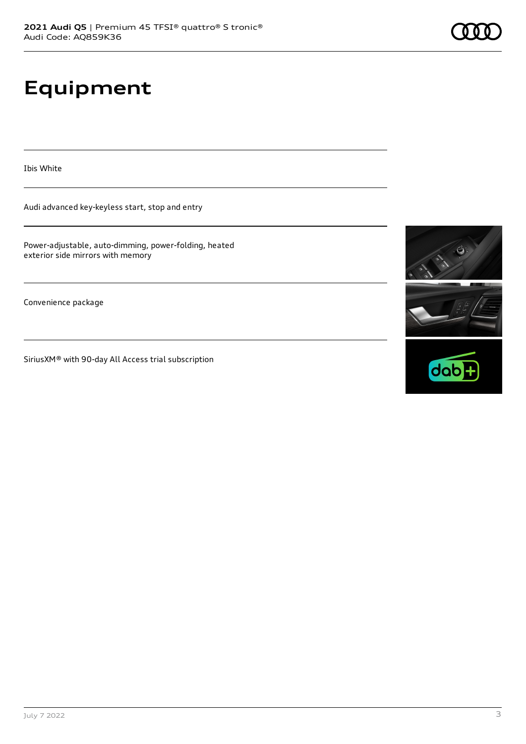# Equipment

Ibis White

Audi advanced key-keyless start, stop and entry

Power-adjustable, auto-dimming, power-folding, heated exterior side mirrors with memory

Convenience package

SiriusXM® with 90-day All Access trial subscription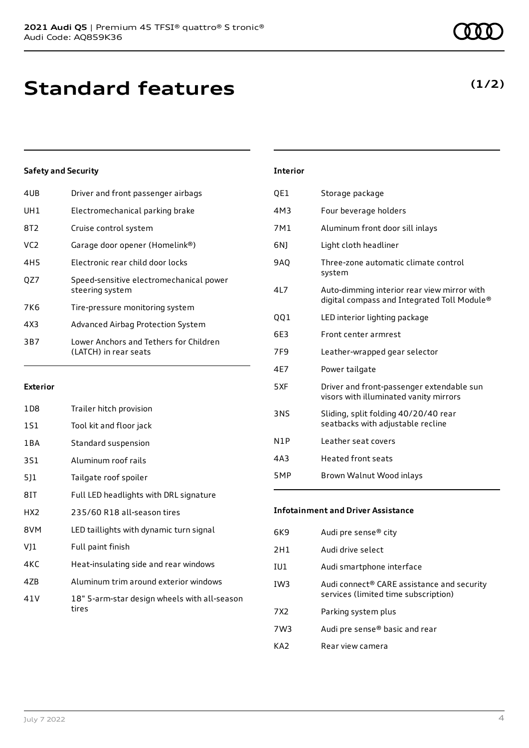# Standard features

**(1/2)**

### Safety and Security

| | |
|---|---|
| 4UB | Driver and front passenger airbags |
| UH1 | Electromechanical parking brake |
| 8T2 | Cruise control system |
| VC2 | Garage door opener (Homelink®) |
| 4H5 | Electronic rear child door locks |
| QZ7 | Speed-sensitive electromechanical power steering system |
| 7K6 | Tire-pressure monitoring system |
| 4X3 | Advanced Airbag Protection System |
| 3B7 | Lower Anchors and Tethers for Children (LATCH) in rear seats |

### Exterior

| | |
|---|---|
| 1D8 | Trailer hitch provision |
| 1S1 | Tool kit and floor jack |
| 1BA | Standard suspension |
| 3S1 | Aluminum roof rails |
| 5J1 | Tailgate roof spoiler |
| 8IT | Full LED headlights with DRL signature |
| HX2 | 235/60 R18 all-season tires |
| 8VM | LED taillights with dynamic turn signal |
| VJ1 | Full paint finish |
| 4KC | Heat-insulating side and rear windows |
| 4ZB | Aluminum trim around exterior windows |
| 41V | 18" 5-arm-star design wheels with all-season tires |

### Interior

| | |
|---|---|
| QE1 | Storage package |
| 4M3 | Four beverage holders |
| 7M1 | Aluminum front door sill inlays |
| 6NJ | Light cloth headliner |
| 9AQ | Three-zone automatic climate control system |
| 4L7 | Auto-dimming interior rear view mirror with digital compass and Integrated Toll Module® |
| QQ1 | LED interior lighting package |
| 6E3 | Front center armrest |
| 7F9 | Leather-wrapped gear selector |
| 4E7 | Power tailgate |
| 5XF | Driver and front-passenger extendable sun visors with illuminated vanity mirrors |
| 3NS | Sliding, split folding 40/20/40 rear seatbacks with adjustable recline |
| N1P | Leather seat covers |
| 4A3 | Heated front seats |
| 5MP | Brown Walnut Wood inlays |

### Infotainment and Driver Assistance

| | |
|---|---|
| 6K9 | Audi pre sense® city |
| 2H1 | Audi drive select |
| IU1 | Audi smartphone interface |
| IW3 | Audi connect® CARE assistance and security services (limited time subscription) |
| 7X2 | Parking system plus |
| 7W3 | Audi pre sense® basic and rear |
| KA2 | Rear view camera |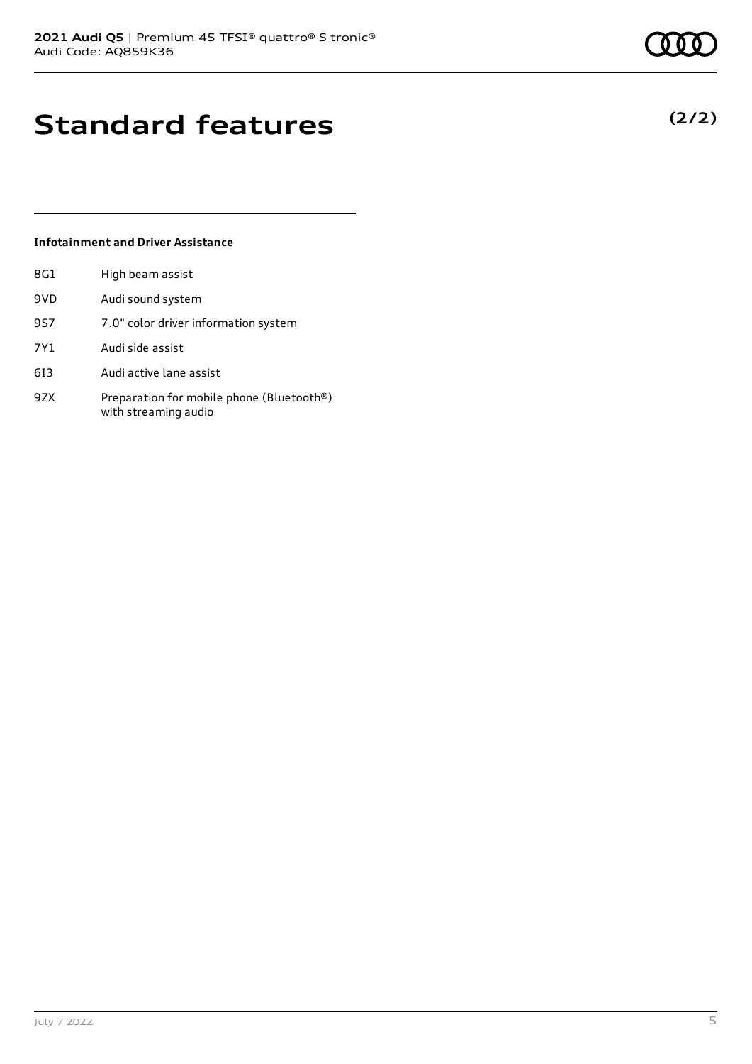# Standard features

**(2/2)**

### Infotainment and Driver Assistance

| | |
|---|---|
| 8G1 | High beam assist |
| 9VD | Audi sound system |
| 9S7 | 7.0" color driver information system |
| 7Y1 | Audi side assist |
| 6I3 | Audi active lane assist |
| 9ZX | Preparation for mobile phone (Bluetooth®) with streaming audio |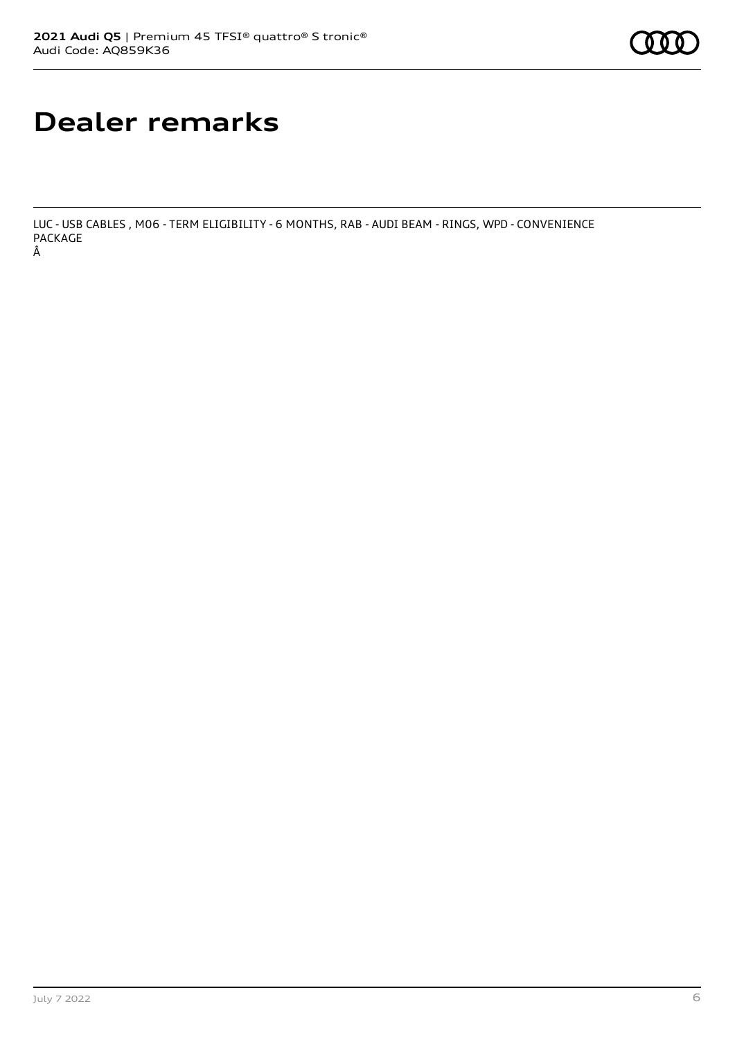# Dealer remarks

LUC - USB CABLES , M06 - TERM ELIGIBILITY - 6 MONTHS, RAB - AUDI BEAM - RINGS, WPD - CONVENIENCE PACKAGE
Â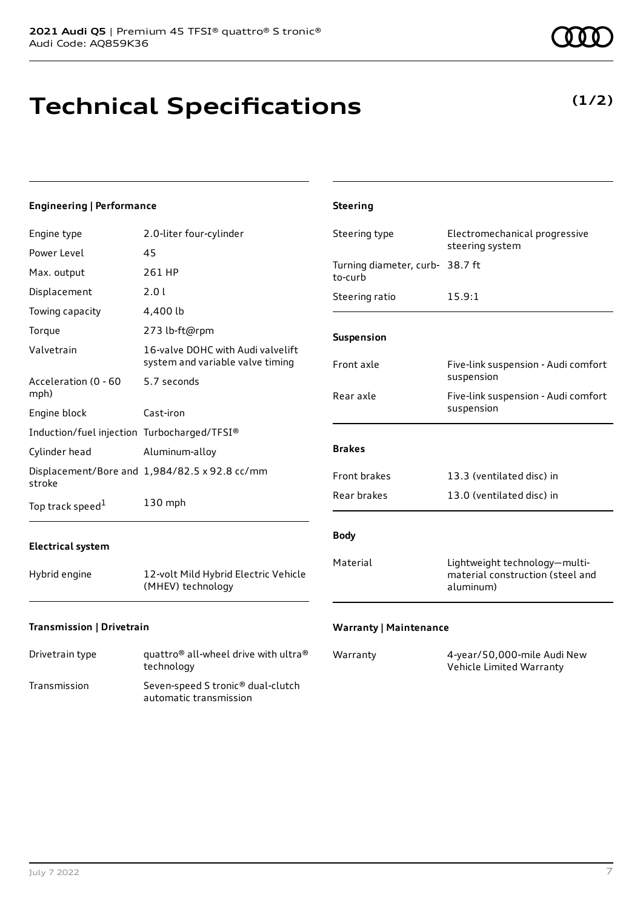**2021 Audi Q5** | Premium 45 TFSI® quattro® S tronic®
Audi Code: AQ859K36

# Technical Specifications

**(1/2)**

## Engineering | Performance

| | |
|---|---|
| Engine type | 2.0-liter four-cylinder |
| Power Level | 45 |
| Max. output | 261 HP |
| Displacement | 2.0 l |
| Towing capacity | 4,400 lb |
| Torque | 273 lb-ft@rpm |
| Valvetrain | 16-valve DOHC with Audi valvelift system and variable valve timing |
| Acceleration (0 - 60 mph) | 5.7 seconds |
| Engine block | Cast-iron |
| Induction/fuel injection | Turbocharged/TFSI® |
| Cylinder head | Aluminum-alloy |
| Displacement/Bore and stroke | 1,984/82.5 x 92.8 cc/mm |
| Top track speed[1] | 130 mph |

## Electrical system

| | |
|---|---|
| Hybrid engine | 12-volt Mild Hybrid Electric Vehicle (MHEV) technology |

## Transmission | Drivetrain

| | |
|---|---|
| Drivetrain type | quattro® all-wheel drive with ultra® technology |
| Transmission | Seven-speed S tronic® dual-clutch automatic transmission |

## Steering

| | |
|---|---|
| Steering type | Electromechanical progressive steering system |
| Turning diameter, curb-to-curb | 38.7 ft |
| Steering ratio | 15.9:1 |

## Suspension

| | |
|---|---|
| Front axle | Five-link suspension - Audi comfort suspension |
| Rear axle | Five-link suspension - Audi comfort suspension |

## Brakes

| | |
|---|---|
| Front brakes | 13.3 (ventilated disc) in |
| Rear brakes | 13.0 (ventilated disc) in |

## Body

| | |
|---|---|
| Material | Lightweight technology—multi-material construction (steel and aluminum) |

## Warranty | Maintenance

| | |
|---|---|
| Warranty | 4-year/50,000-mile Audi New Vehicle Limited Warranty |

July 7 2022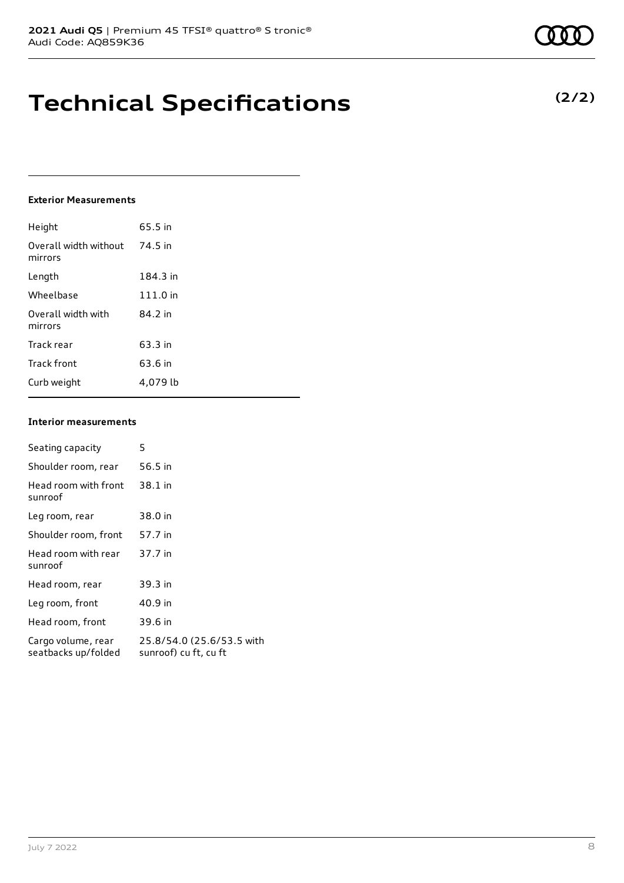# Technical Specifications

**(2/2)**

#### Exterior Measurements

| | |
|---|---|
| Height | 65.5 in |
| Overall width without mirrors | 74.5 in |
| Length | 184.3 in |
| Wheelbase | 111.0 in |
| Overall width with mirrors | 84.2 in |
| Track rear | 63.3 in |
| Track front | 63.6 in |
| Curb weight | 4,079 lb |

#### Interior measurements

| | |
|---|---|
| Seating capacity | 5 |
| Shoulder room, rear | 56.5 in |
| Head room with front sunroof | 38.1 in |
| Leg room, rear | 38.0 in |
| Shoulder room, front | 57.7 in |
| Head room with rear sunroof | 37.7 in |
| Head room, rear | 39.3 in |
| Leg room, front | 40.9 in |
| Head room, front | 39.6 in |
| Cargo volume, rear seatbacks up/folded | 25.8/54.0 (25.6/53.5 with sunroof) cu ft, cu ft |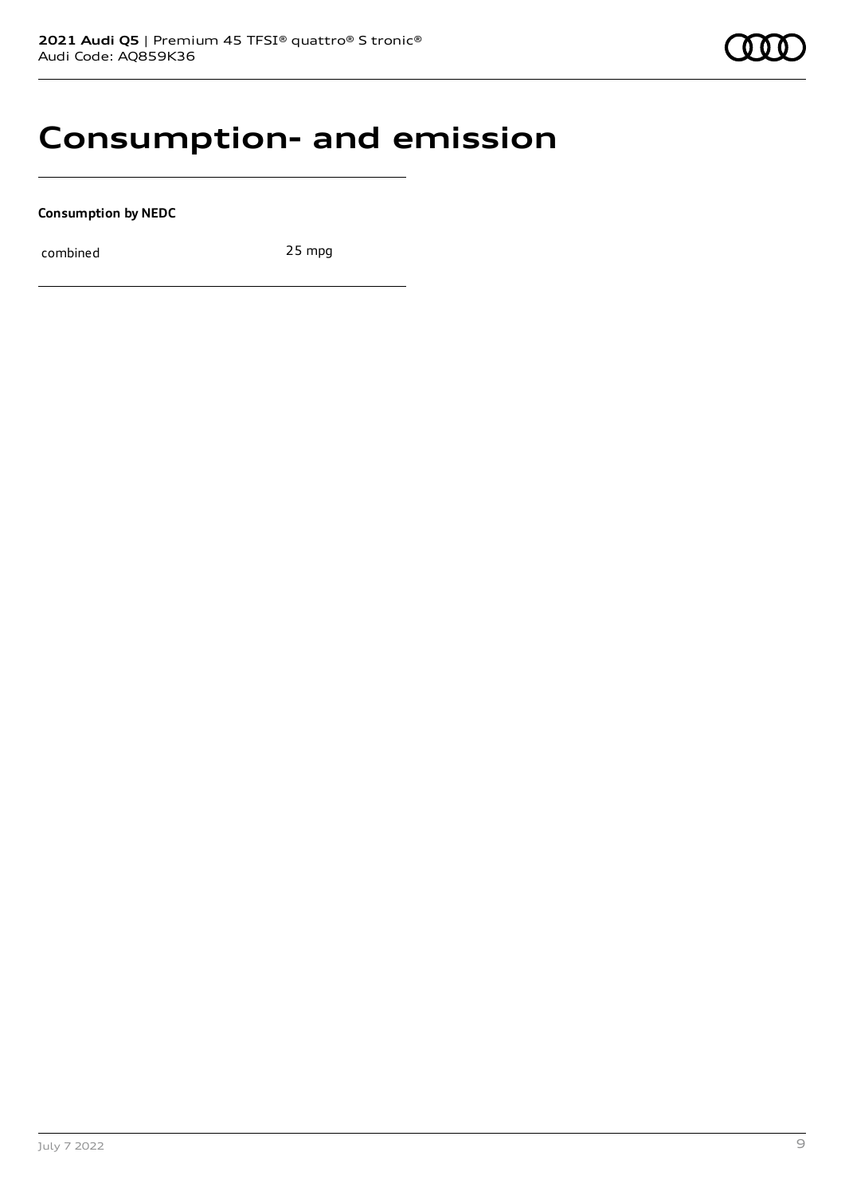# Consumption- and emission

**Consumption by NEDC**

| combined | 25 mpg |
|---|---|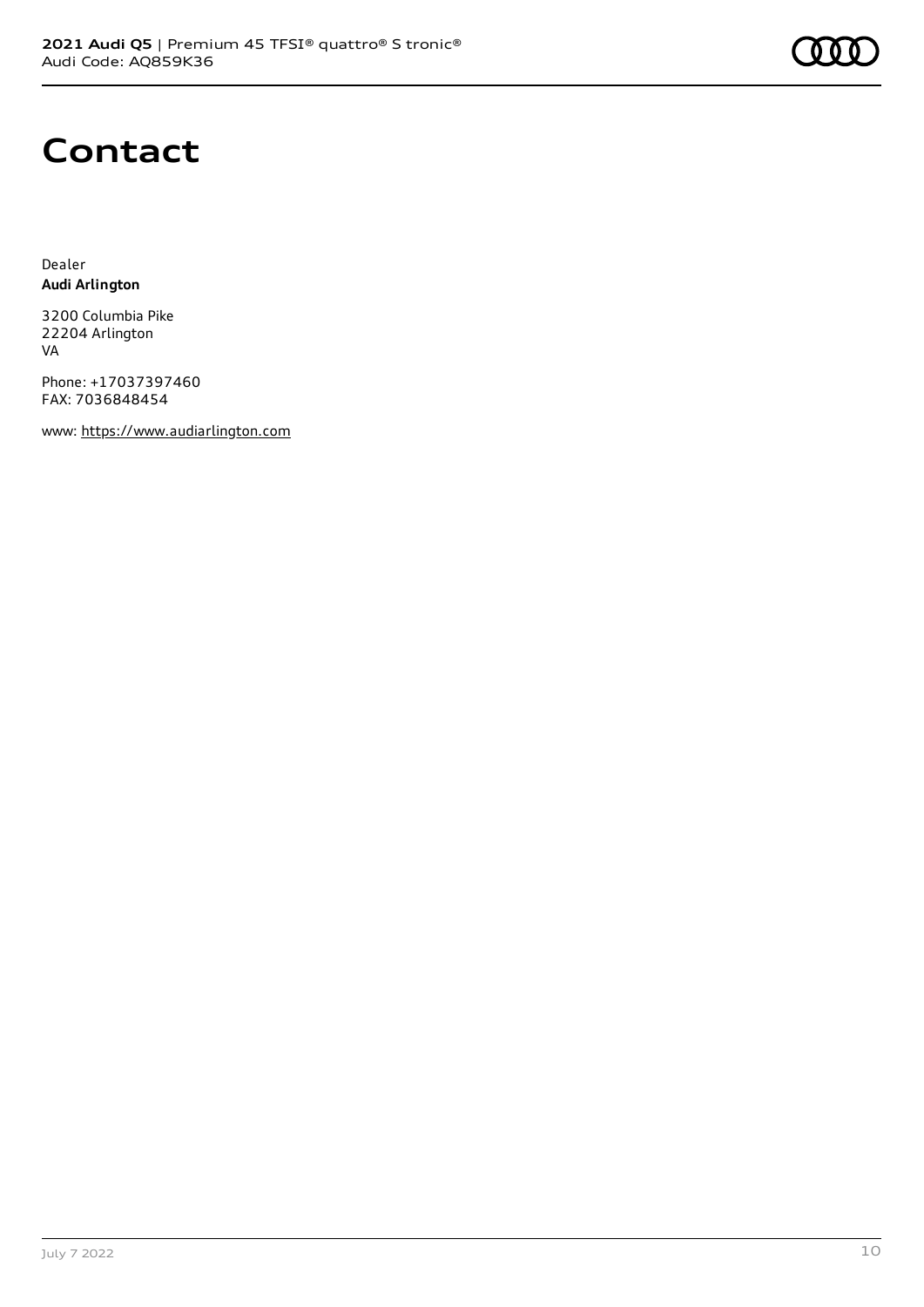# Contact

Dealer
**Audi Arlington**

3200 Columbia Pike
22204 Arlington
VA

Phone: +17037397460
FAX: 7036848454

www: https://www.audiarlington.com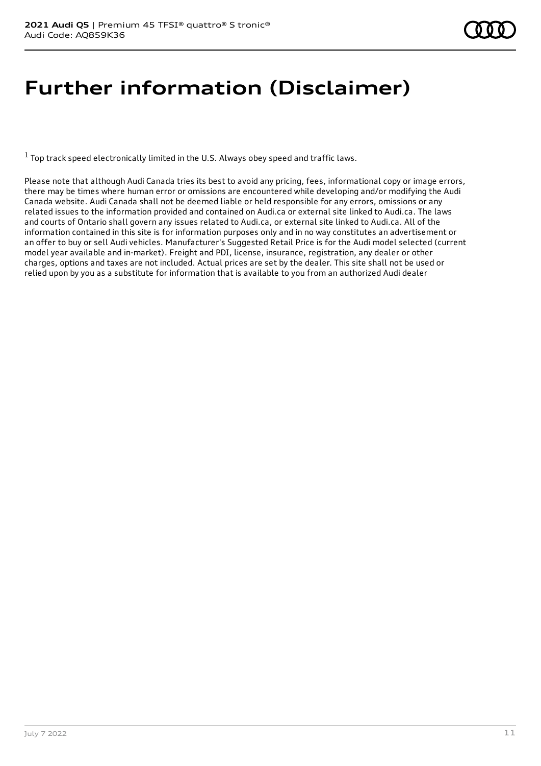# Further information (Disclaimer)

[1] Top track speed electronically limited in the U.S. Always obey speed and traffic laws.

Please note that although Audi Canada tries its best to avoid any pricing, fees, informational copy or image errors, there may be times where human error or omissions are encountered while developing and/or modifying the Audi Canada website. Audi Canada shall not be deemed liable or held responsible for any errors, omissions or any related issues to the information provided and contained on Audi.ca or external site linked to Audi.ca. The laws and courts of Ontario shall govern any issues related to Audi.ca, or external site linked to Audi.ca. All of the information contained in this site is for information purposes only and in no way constitutes an advertisement or an offer to buy or sell Audi vehicles. Manufacturer's Suggested Retail Price is for the Audi model selected (current model year available and in-market). Freight and PDI, license, insurance, registration, any dealer or other charges, options and taxes are not included. Actual prices are set by the dealer. This site shall not be used or relied upon by you as a substitute for information that is available to you from an authorized Audi dealer